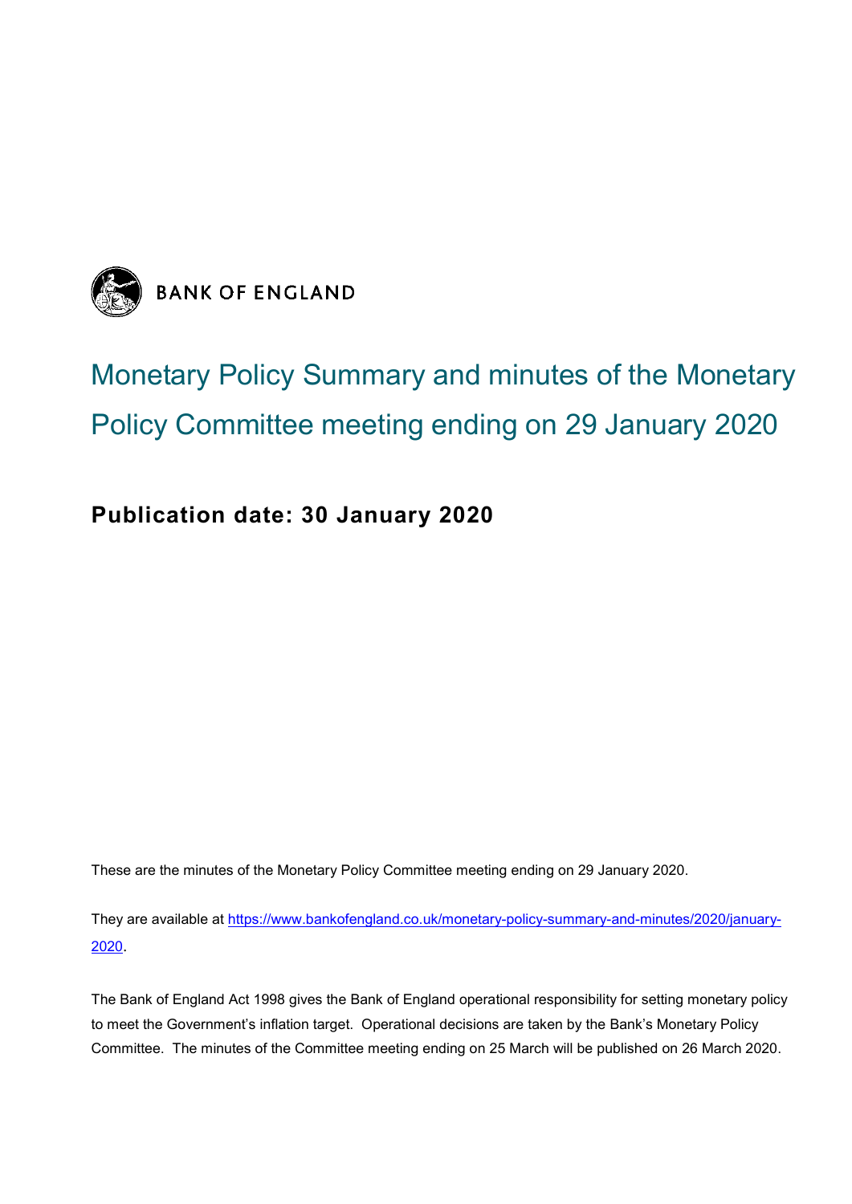BANK OF ENGLAND

# Monetary Policy Summary and minutes of the Monetary Policy Committee meeting ending on 29 January 2020

**Publication date: 30 January 2020**

These are the minutes of the Monetary Policy Committee meeting ending on 29 January 2020.

They are available at [https://www.bankofengland.co.uk/monetary-policy-summary-and-minutes/2020/january-2020](https://www.bankofengland.co.uk/monetary-policy-summary-and-minutes/2020/january-2020).

The Bank of England Act 1998 gives the Bank of England operational responsibility for setting monetary policy to meet the Government's inflation target. Operational decisions are taken by the Bank's Monetary Policy Committee. The minutes of the Committee meeting ending on 25 March will be published on 26 March 2020.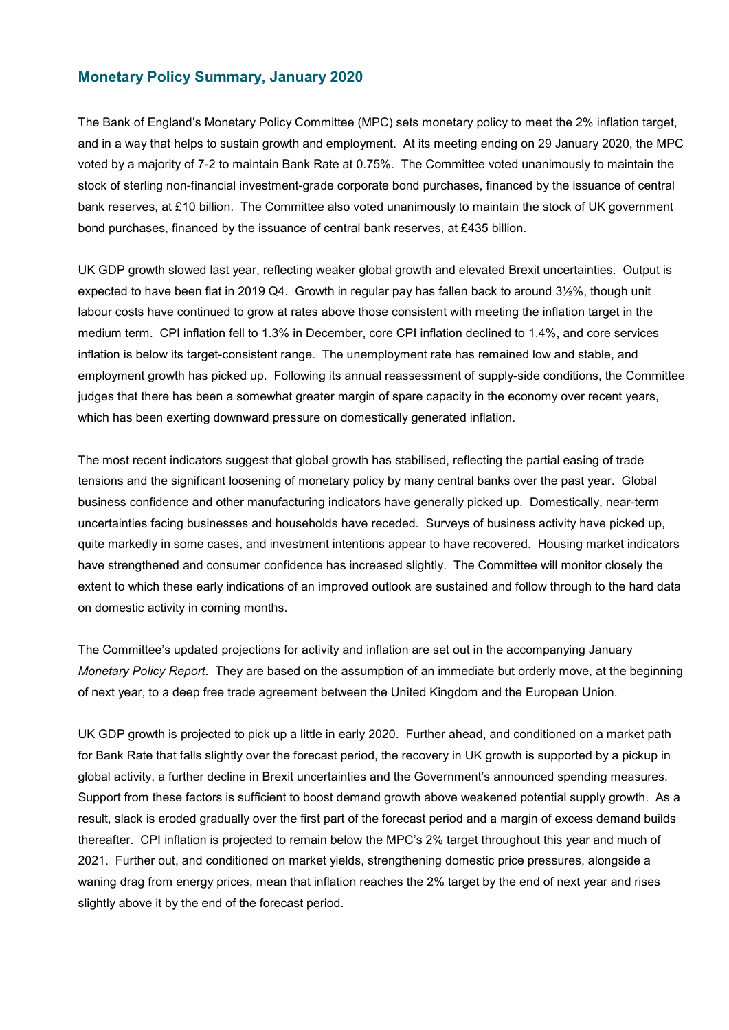## Monetary Policy Summary, January 2020

The Bank of England's Monetary Policy Committee (MPC) sets monetary policy to meet the 2% inflation target, and in a way that helps to sustain growth and employment. At its meeting ending on 29 January 2020, the MPC voted by a majority of 7-2 to maintain Bank Rate at 0.75%. The Committee voted unanimously to maintain the stock of sterling non-financial investment-grade corporate bond purchases, financed by the issuance of central bank reserves, at £10 billion. The Committee also voted unanimously to maintain the stock of UK government bond purchases, financed by the issuance of central bank reserves, at £435 billion.

UK GDP growth slowed last year, reflecting weaker global growth and elevated Brexit uncertainties. Output is expected to have been flat in 2019 Q4. Growth in regular pay has fallen back to around 3½%, though unit labour costs have continued to grow at rates above those consistent with meeting the inflation target in the medium term. CPI inflation fell to 1.3% in December, core CPI inflation declined to 1.4%, and core services inflation is below its target-consistent range. The unemployment rate has remained low and stable, and employment growth has picked up. Following its annual reassessment of supply-side conditions, the Committee judges that there has been a somewhat greater margin of spare capacity in the economy over recent years, which has been exerting downward pressure on domestically generated inflation.

The most recent indicators suggest that global growth has stabilised, reflecting the partial easing of trade tensions and the significant loosening of monetary policy by many central banks over the past year. Global business confidence and other manufacturing indicators have generally picked up. Domestically, near-term uncertainties facing businesses and households have receded. Surveys of business activity have picked up, quite markedly in some cases, and investment intentions appear to have recovered. Housing market indicators have strengthened and consumer confidence has increased slightly. The Committee will monitor closely the extent to which these early indications of an improved outlook are sustained and follow through to the hard data on domestic activity in coming months.

The Committee's updated projections for activity and inflation are set out in the accompanying January *Monetary Policy Report*. They are based on the assumption of an immediate but orderly move, at the beginning of next year, to a deep free trade agreement between the United Kingdom and the European Union.

UK GDP growth is projected to pick up a little in early 2020. Further ahead, and conditioned on a market path for Bank Rate that falls slightly over the forecast period, the recovery in UK growth is supported by a pickup in global activity, a further decline in Brexit uncertainties and the Government's announced spending measures. Support from these factors is sufficient to boost demand growth above weakened potential supply growth. As a result, slack is eroded gradually over the first part of the forecast period and a margin of excess demand builds thereafter. CPI inflation is projected to remain below the MPC's 2% target throughout this year and much of 2021. Further out, and conditioned on market yields, strengthening domestic price pressures, alongside a waning drag from energy prices, mean that inflation reaches the 2% target by the end of next year and rises slightly above it by the end of the forecast period.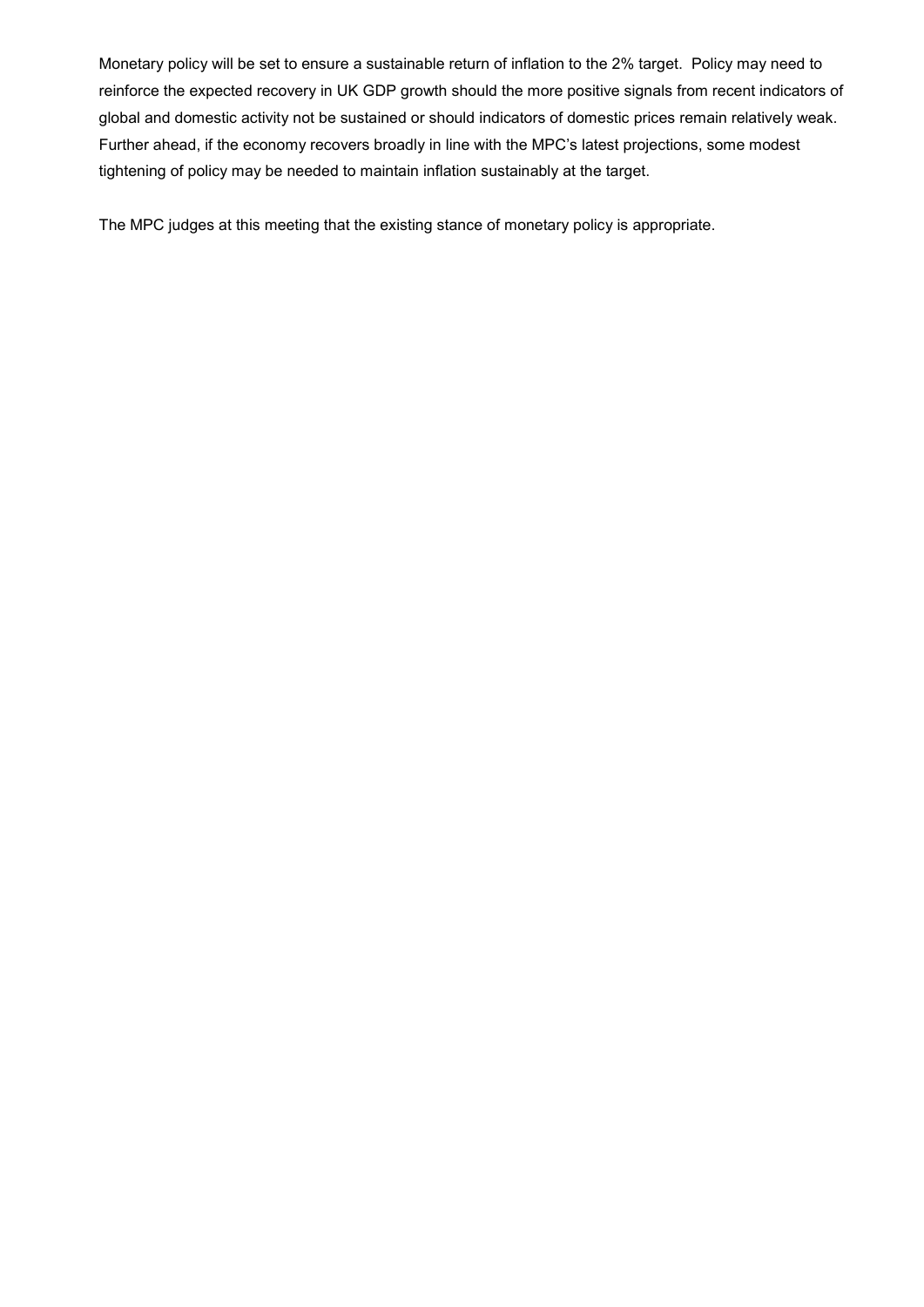Monetary policy will be set to ensure a sustainable return of inflation to the 2% target. Policy may need to reinforce the expected recovery in UK GDP growth should the more positive signals from recent indicators of global and domestic activity not be sustained or should indicators of domestic prices remain relatively weak. Further ahead, if the economy recovers broadly in line with the MPC's latest projections, some modest tightening of policy may be needed to maintain inflation sustainably at the target.

The MPC judges at this meeting that the existing stance of monetary policy is appropriate.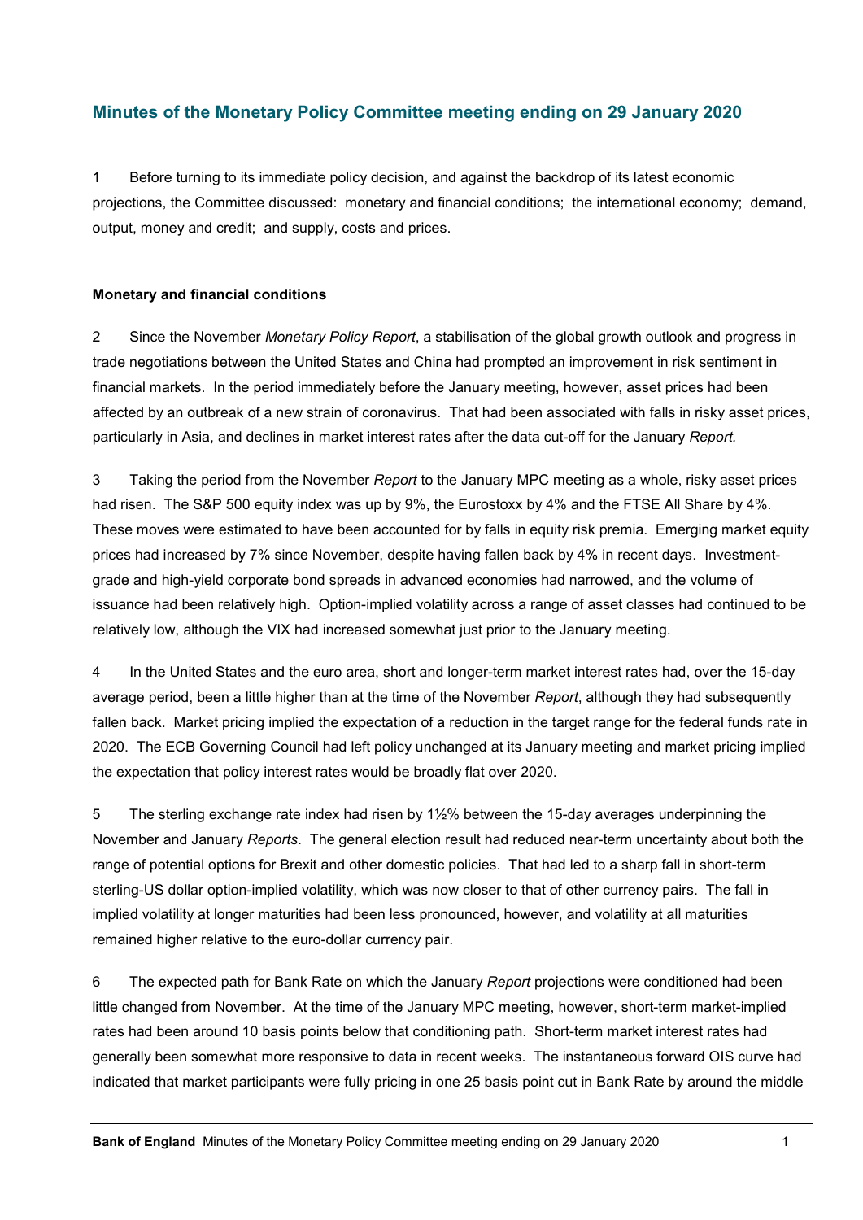## Minutes of the Monetary Policy Committee meeting ending on 29 January 2020

1 Before turning to its immediate policy decision, and against the backdrop of its latest economic projections, the Committee discussed: monetary and financial conditions; the international economy; demand, output, money and credit; and supply, costs and prices.

**Monetary and financial conditions**

2 Since the November *Monetary Policy Report*, a stabilisation of the global growth outlook and progress in trade negotiations between the United States and China had prompted an improvement in risk sentiment in financial markets. In the period immediately before the January meeting, however, asset prices had been affected by an outbreak of a new strain of coronavirus. That had been associated with falls in risky asset prices, particularly in Asia, and declines in market interest rates after the data cut-off for the January *Report.*

3 Taking the period from the November *Report* to the January MPC meeting as a whole, risky asset prices had risen. The S&P 500 equity index was up by 9%, the Eurostoxx by 4% and the FTSE All Share by 4%. These moves were estimated to have been accounted for by falls in equity risk premia. Emerging market equity prices had increased by 7% since November, despite having fallen back by 4% in recent days. Investment-grade and high-yield corporate bond spreads in advanced economies had narrowed, and the volume of issuance had been relatively high. Option-implied volatility across a range of asset classes had continued to be relatively low, although the VIX had increased somewhat just prior to the January meeting.

4 In the United States and the euro area, short and longer-term market interest rates had, over the 15-day average period, been a little higher than at the time of the November *Report*, although they had subsequently fallen back. Market pricing implied the expectation of a reduction in the target range for the federal funds rate in 2020. The ECB Governing Council had left policy unchanged at its January meeting and market pricing implied the expectation that policy interest rates would be broadly flat over 2020.

5 The sterling exchange rate index had risen by 1½% between the 15-day averages underpinning the November and January *Reports*. The general election result had reduced near-term uncertainty about both the range of potential options for Brexit and other domestic policies. That had led to a sharp fall in short-term sterling-US dollar option-implied volatility, which was now closer to that of other currency pairs. The fall in implied volatility at longer maturities had been less pronounced, however, and volatility at all maturities remained higher relative to the euro-dollar currency pair.

6 The expected path for Bank Rate on which the January *Report* projections were conditioned had been little changed from November. At the time of the January MPC meeting, however, short-term market-implied rates had been around 10 basis points below that conditioning path. Short-term market interest rates had generally been somewhat more responsive to data in recent weeks. The instantaneous forward OIS curve had indicated that market participants were fully pricing in one 25 basis point cut in Bank Rate by around the middle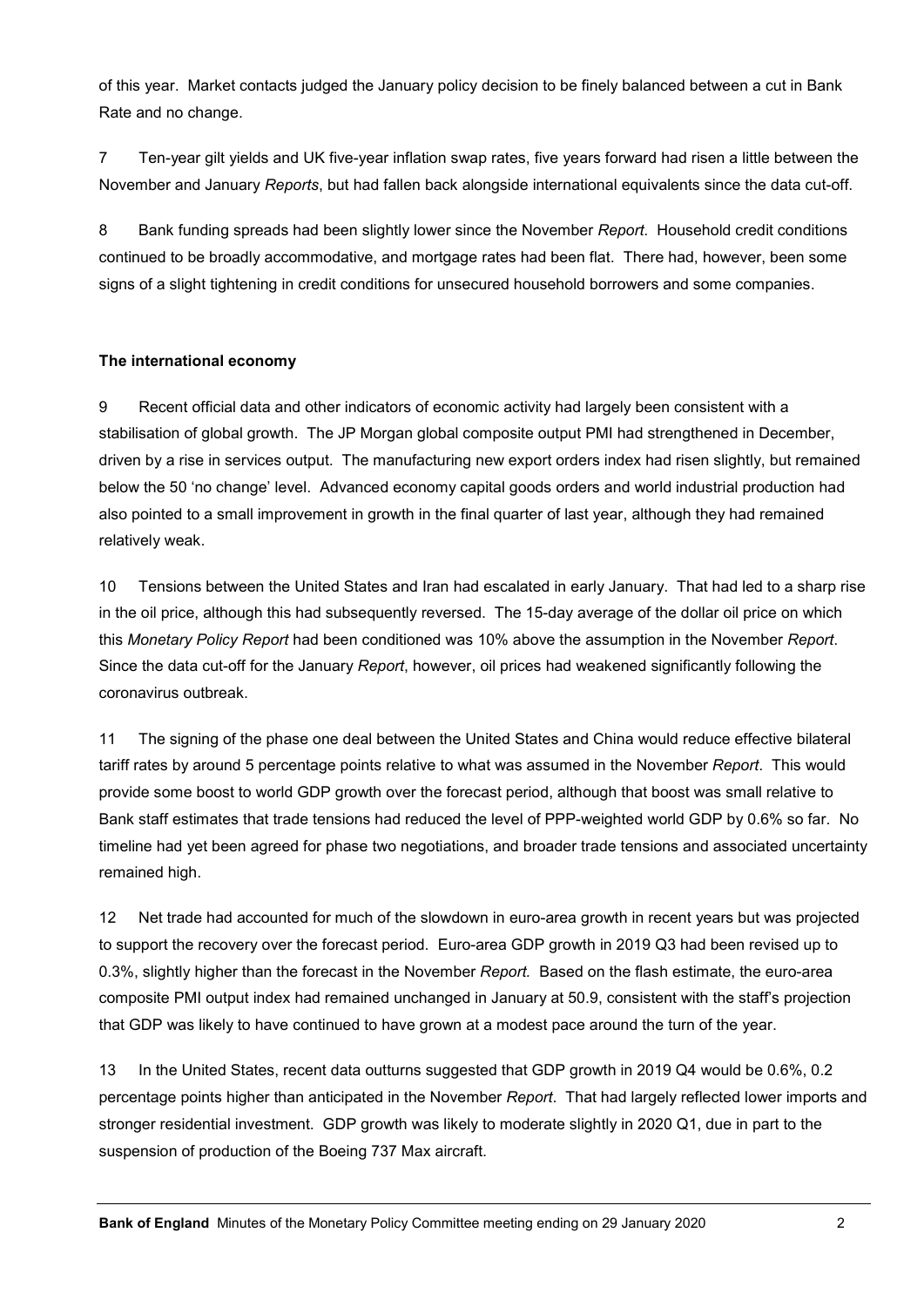of this year. Market contacts judged the January policy decision to be finely balanced between a cut in Bank Rate and no change.

7 Ten-year gilt yields and UK five-year inflation swap rates, five years forward had risen a little between the November and January *Reports*, but had fallen back alongside international equivalents since the data cut-off.

8 Bank funding spreads had been slightly lower since the November *Report*. Household credit conditions continued to be broadly accommodative, and mortgage rates had been flat. There had, however, been some signs of a slight tightening in credit conditions for unsecured household borrowers and some companies.

**The international economy**

9 Recent official data and other indicators of economic activity had largely been consistent with a stabilisation of global growth. The JP Morgan global composite output PMI had strengthened in December, driven by a rise in services output. The manufacturing new export orders index had risen slightly, but remained below the 50 'no change' level. Advanced economy capital goods orders and world industrial production had also pointed to a small improvement in growth in the final quarter of last year, although they had remained relatively weak.

10 Tensions between the United States and Iran had escalated in early January. That had led to a sharp rise in the oil price, although this had subsequently reversed. The 15-day average of the dollar oil price on which this *Monetary Policy Report* had been conditioned was 10% above the assumption in the November *Report*. Since the data cut-off for the January *Report*, however, oil prices had weakened significantly following the coronavirus outbreak.

11 The signing of the phase one deal between the United States and China would reduce effective bilateral tariff rates by around 5 percentage points relative to what was assumed in the November *Report*. This would provide some boost to world GDP growth over the forecast period, although that boost was small relative to Bank staff estimates that trade tensions had reduced the level of PPP-weighted world GDP by 0.6% so far. No timeline had yet been agreed for phase two negotiations, and broader trade tensions and associated uncertainty remained high.

12 Net trade had accounted for much of the slowdown in euro-area growth in recent years but was projected to support the recovery over the forecast period. Euro-area GDP growth in 2019 Q3 had been revised up to 0.3%, slightly higher than the forecast in the November *Report.* Based on the flash estimate, the euro-area composite PMI output index had remained unchanged in January at 50.9, consistent with the staff's projection that GDP was likely to have continued to have grown at a modest pace around the turn of the year.

13 In the United States, recent data outturns suggested that GDP growth in 2019 Q4 would be 0.6%, 0.2 percentage points higher than anticipated in the November *Report*. That had largely reflected lower imports and stronger residential investment. GDP growth was likely to moderate slightly in 2020 Q1, due in part to the suspension of production of the Boeing 737 Max aircraft.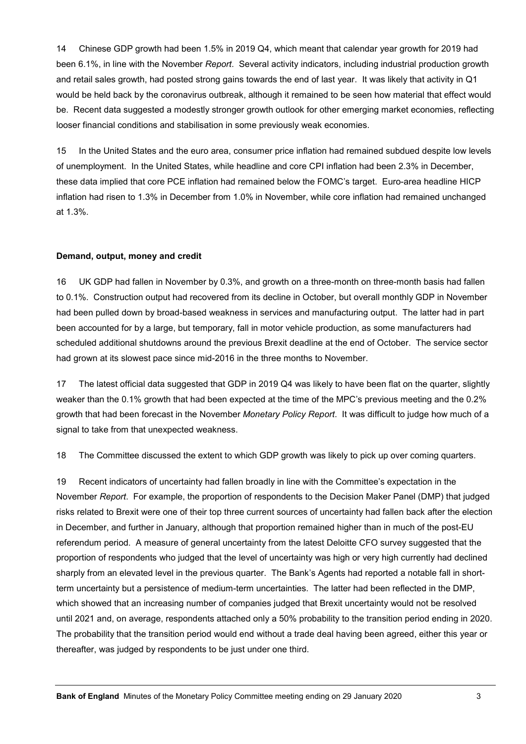14 Chinese GDP growth had been 1.5% in 2019 Q4, which meant that calendar year growth for 2019 had been 6.1%, in line with the November *Report*. Several activity indicators, including industrial production growth and retail sales growth, had posted strong gains towards the end of last year. It was likely that activity in Q1 would be held back by the coronavirus outbreak, although it remained to be seen how material that effect would be. Recent data suggested a modestly stronger growth outlook for other emerging market economies, reflecting looser financial conditions and stabilisation in some previously weak economies.

15 In the United States and the euro area, consumer price inflation had remained subdued despite low levels of unemployment. In the United States, while headline and core CPI inflation had been 2.3% in December, these data implied that core PCE inflation had remained below the FOMC's target. Euro-area headline HICP inflation had risen to 1.3% in December from 1.0% in November, while core inflation had remained unchanged at 1.3%.

**Demand, output, money and credit**

16 UK GDP had fallen in November by 0.3%, and growth on a three-month on three-month basis had fallen to 0.1%. Construction output had recovered from its decline in October, but overall monthly GDP in November had been pulled down by broad-based weakness in services and manufacturing output. The latter had in part been accounted for by a large, but temporary, fall in motor vehicle production, as some manufacturers had scheduled additional shutdowns around the previous Brexit deadline at the end of October. The service sector had grown at its slowest pace since mid-2016 in the three months to November.

17 The latest official data suggested that GDP in 2019 Q4 was likely to have been flat on the quarter, slightly weaker than the 0.1% growth that had been expected at the time of the MPC's previous meeting and the 0.2% growth that had been forecast in the November *Monetary Policy Report*. It was difficult to judge how much of a signal to take from that unexpected weakness.

18 The Committee discussed the extent to which GDP growth was likely to pick up over coming quarters.

19 Recent indicators of uncertainty had fallen broadly in line with the Committee's expectation in the November *Report*. For example, the proportion of respondents to the Decision Maker Panel (DMP) that judged risks related to Brexit were one of their top three current sources of uncertainty had fallen back after the election in December, and further in January, although that proportion remained higher than in much of the post-EU referendum period. A measure of general uncertainty from the latest Deloitte CFO survey suggested that the proportion of respondents who judged that the level of uncertainty was high or very high currently had declined sharply from an elevated level in the previous quarter. The Bank's Agents had reported a notable fall in short-term uncertainty but a persistence of medium-term uncertainties. The latter had been reflected in the DMP, which showed that an increasing number of companies judged that Brexit uncertainty would not be resolved until 2021 and, on average, respondents attached only a 50% probability to the transition period ending in 2020. The probability that the transition period would end without a trade deal having been agreed, either this year or thereafter, was judged by respondents to be just under one third.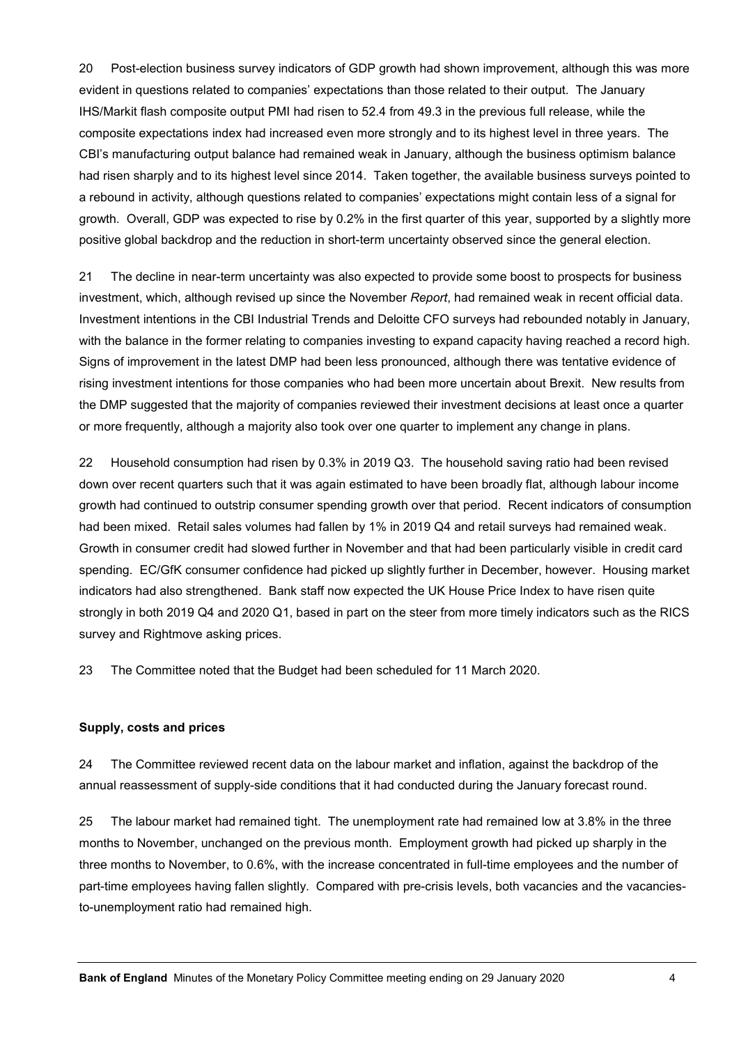20 Post-election business survey indicators of GDP growth had shown improvement, although this was more evident in questions related to companies' expectations than those related to their output. The January IHS/Markit flash composite output PMI had risen to 52.4 from 49.3 in the previous full release, while the composite expectations index had increased even more strongly and to its highest level in three years. The CBI's manufacturing output balance had remained weak in January, although the business optimism balance had risen sharply and to its highest level since 2014. Taken together, the available business surveys pointed to a rebound in activity, although questions related to companies' expectations might contain less of a signal for growth. Overall, GDP was expected to rise by 0.2% in the first quarter of this year, supported by a slightly more positive global backdrop and the reduction in short-term uncertainty observed since the general election.

21 The decline in near-term uncertainty was also expected to provide some boost to prospects for business investment, which, although revised up since the November *Report*, had remained weak in recent official data. Investment intentions in the CBI Industrial Trends and Deloitte CFO surveys had rebounded notably in January, with the balance in the former relating to companies investing to expand capacity having reached a record high. Signs of improvement in the latest DMP had been less pronounced, although there was tentative evidence of rising investment intentions for those companies who had been more uncertain about Brexit. New results from the DMP suggested that the majority of companies reviewed their investment decisions at least once a quarter or more frequently, although a majority also took over one quarter to implement any change in plans.

22 Household consumption had risen by 0.3% in 2019 Q3. The household saving ratio had been revised down over recent quarters such that it was again estimated to have been broadly flat, although labour income growth had continued to outstrip consumer spending growth over that period. Recent indicators of consumption had been mixed. Retail sales volumes had fallen by 1% in 2019 Q4 and retail surveys had remained weak. Growth in consumer credit had slowed further in November and that had been particularly visible in credit card spending. EC/GfK consumer confidence had picked up slightly further in December, however. Housing market indicators had also strengthened. Bank staff now expected the UK House Price Index to have risen quite strongly in both 2019 Q4 and 2020 Q1, based in part on the steer from more timely indicators such as the RICS survey and Rightmove asking prices.

23 The Committee noted that the Budget had been scheduled for 11 March 2020.

**Supply, costs and prices**

24 The Committee reviewed recent data on the labour market and inflation, against the backdrop of the annual reassessment of supply-side conditions that it had conducted during the January forecast round.

25 The labour market had remained tight. The unemployment rate had remained low at 3.8% in the three months to November, unchanged on the previous month. Employment growth had picked up sharply in the three months to November, to 0.6%, with the increase concentrated in full-time employees and the number of part-time employees having fallen slightly. Compared with pre-crisis levels, both vacancies and the vacancies-to-unemployment ratio had remained high.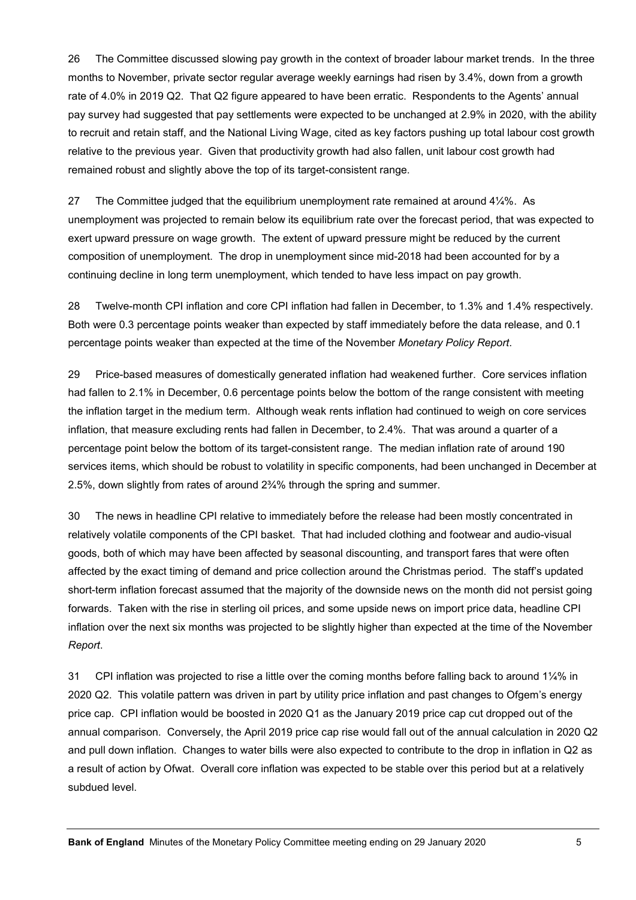26 The Committee discussed slowing pay growth in the context of broader labour market trends. In the three months to November, private sector regular average weekly earnings had risen by 3.4%, down from a growth rate of 4.0% in 2019 Q2. That Q2 figure appeared to have been erratic. Respondents to the Agents' annual pay survey had suggested that pay settlements were expected to be unchanged at 2.9% in 2020, with the ability to recruit and retain staff, and the National Living Wage, cited as key factors pushing up total labour cost growth relative to the previous year. Given that productivity growth had also fallen, unit labour cost growth had remained robust and slightly above the top of its target-consistent range.

27 The Committee judged that the equilibrium unemployment rate remained at around 4¼%. As unemployment was projected to remain below its equilibrium rate over the forecast period, that was expected to exert upward pressure on wage growth. The extent of upward pressure might be reduced by the current composition of unemployment. The drop in unemployment since mid-2018 had been accounted for by a continuing decline in long term unemployment, which tended to have less impact on pay growth.

28 Twelve-month CPI inflation and core CPI inflation had fallen in December, to 1.3% and 1.4% respectively. Both were 0.3 percentage points weaker than expected by staff immediately before the data release, and 0.1 percentage points weaker than expected at the time of the November *Monetary Policy Report*.

29 Price-based measures of domestically generated inflation had weakened further. Core services inflation had fallen to 2.1% in December, 0.6 percentage points below the bottom of the range consistent with meeting the inflation target in the medium term. Although weak rents inflation had continued to weigh on core services inflation, that measure excluding rents had fallen in December, to 2.4%. That was around a quarter of a percentage point below the bottom of its target-consistent range. The median inflation rate of around 190 services items, which should be robust to volatility in specific components, had been unchanged in December at 2.5%, down slightly from rates of around 2¾% through the spring and summer.

30 The news in headline CPI relative to immediately before the release had been mostly concentrated in relatively volatile components of the CPI basket. That had included clothing and footwear and audio-visual goods, both of which may have been affected by seasonal discounting, and transport fares that were often affected by the exact timing of demand and price collection around the Christmas period. The staff's updated short-term inflation forecast assumed that the majority of the downside news on the month did not persist going forwards. Taken with the rise in sterling oil prices, and some upside news on import price data, headline CPI inflation over the next six months was projected to be slightly higher than expected at the time of the November *Report*.

31 CPI inflation was projected to rise a little over the coming months before falling back to around 1¼% in 2020 Q2. This volatile pattern was driven in part by utility price inflation and past changes to Ofgem's energy price cap. CPI inflation would be boosted in 2020 Q1 as the January 2019 price cap cut dropped out of the annual comparison. Conversely, the April 2019 price cap rise would fall out of the annual calculation in 2020 Q2 and pull down inflation. Changes to water bills were also expected to contribute to the drop in inflation in Q2 as a result of action by Ofwat. Overall core inflation was expected to be stable over this period but at a relatively subdued level.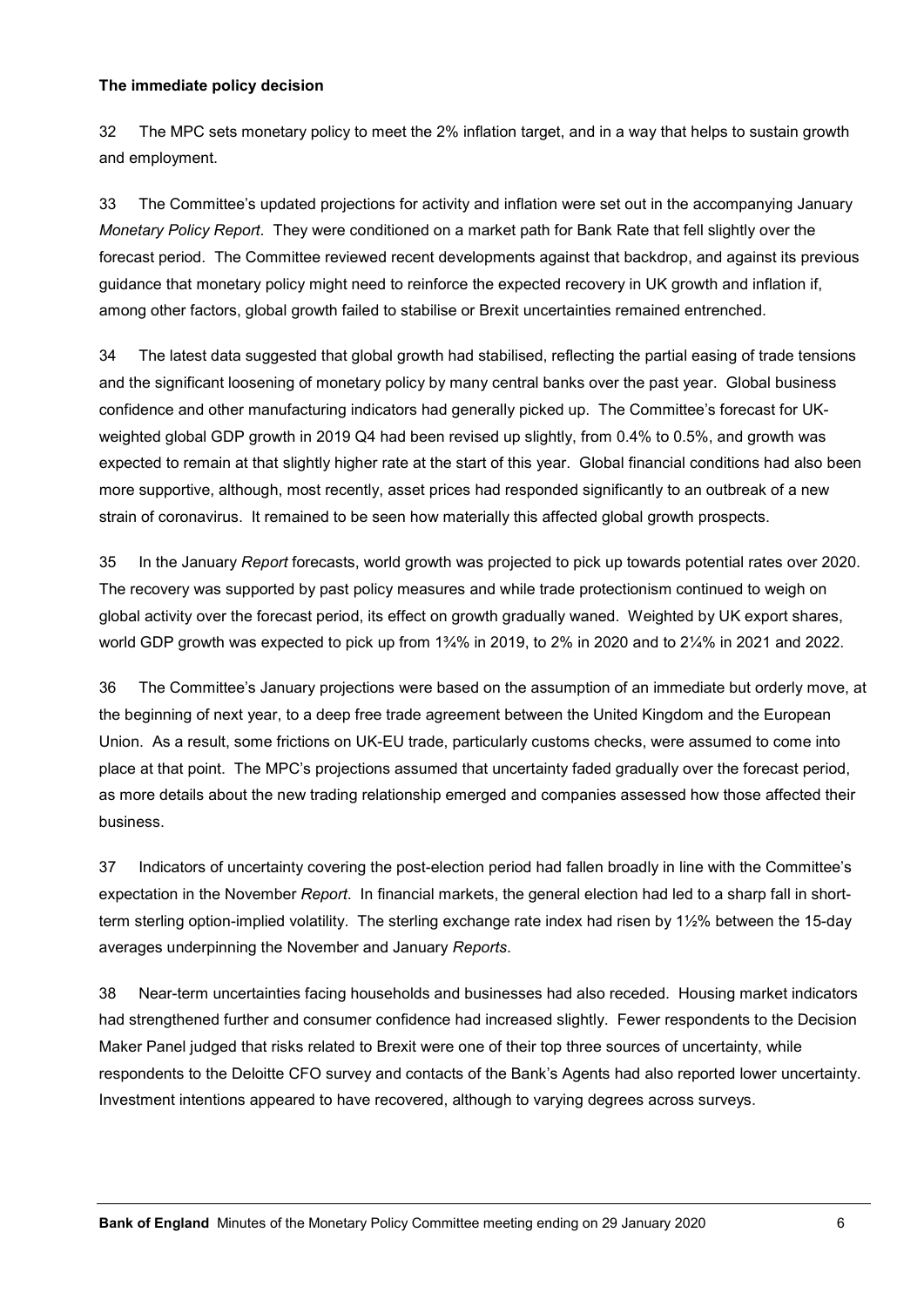**The immediate policy decision**

32 The MPC sets monetary policy to meet the 2% inflation target, and in a way that helps to sustain growth and employment.

33 The Committee's updated projections for activity and inflation were set out in the accompanying January *Monetary Policy Report*. They were conditioned on a market path for Bank Rate that fell slightly over the forecast period. The Committee reviewed recent developments against that backdrop, and against its previous guidance that monetary policy might need to reinforce the expected recovery in UK growth and inflation if, among other factors, global growth failed to stabilise or Brexit uncertainties remained entrenched.

34 The latest data suggested that global growth had stabilised, reflecting the partial easing of trade tensions and the significant loosening of monetary policy by many central banks over the past year. Global business confidence and other manufacturing indicators had generally picked up. The Committee's forecast for UK-weighted global GDP growth in 2019 Q4 had been revised up slightly, from 0.4% to 0.5%, and growth was expected to remain at that slightly higher rate at the start of this year. Global financial conditions had also been more supportive, although, most recently, asset prices had responded significantly to an outbreak of a new strain of coronavirus. It remained to be seen how materially this affected global growth prospects.

35 In the January *Report* forecasts, world growth was projected to pick up towards potential rates over 2020. The recovery was supported by past policy measures and while trade protectionism continued to weigh on global activity over the forecast period, its effect on growth gradually waned. Weighted by UK export shares, world GDP growth was expected to pick up from 1¾% in 2019, to 2% in 2020 and to 2¼% in 2021 and 2022.

36 The Committee's January projections were based on the assumption of an immediate but orderly move, at the beginning of next year, to a deep free trade agreement between the United Kingdom and the European Union. As a result, some frictions on UK-EU trade, particularly customs checks, were assumed to come into place at that point. The MPC's projections assumed that uncertainty faded gradually over the forecast period, as more details about the new trading relationship emerged and companies assessed how those affected their business.

37 Indicators of uncertainty covering the post-election period had fallen broadly in line with the Committee's expectation in the November *Report*. In financial markets, the general election had led to a sharp fall in short-term sterling option-implied volatility. The sterling exchange rate index had risen by 1½% between the 15-day averages underpinning the November and January *Reports*.

38 Near-term uncertainties facing households and businesses had also receded. Housing market indicators had strengthened further and consumer confidence had increased slightly. Fewer respondents to the Decision Maker Panel judged that risks related to Brexit were one of their top three sources of uncertainty, while respondents to the Deloitte CFO survey and contacts of the Bank's Agents had also reported lower uncertainty. Investment intentions appeared to have recovered, although to varying degrees across surveys.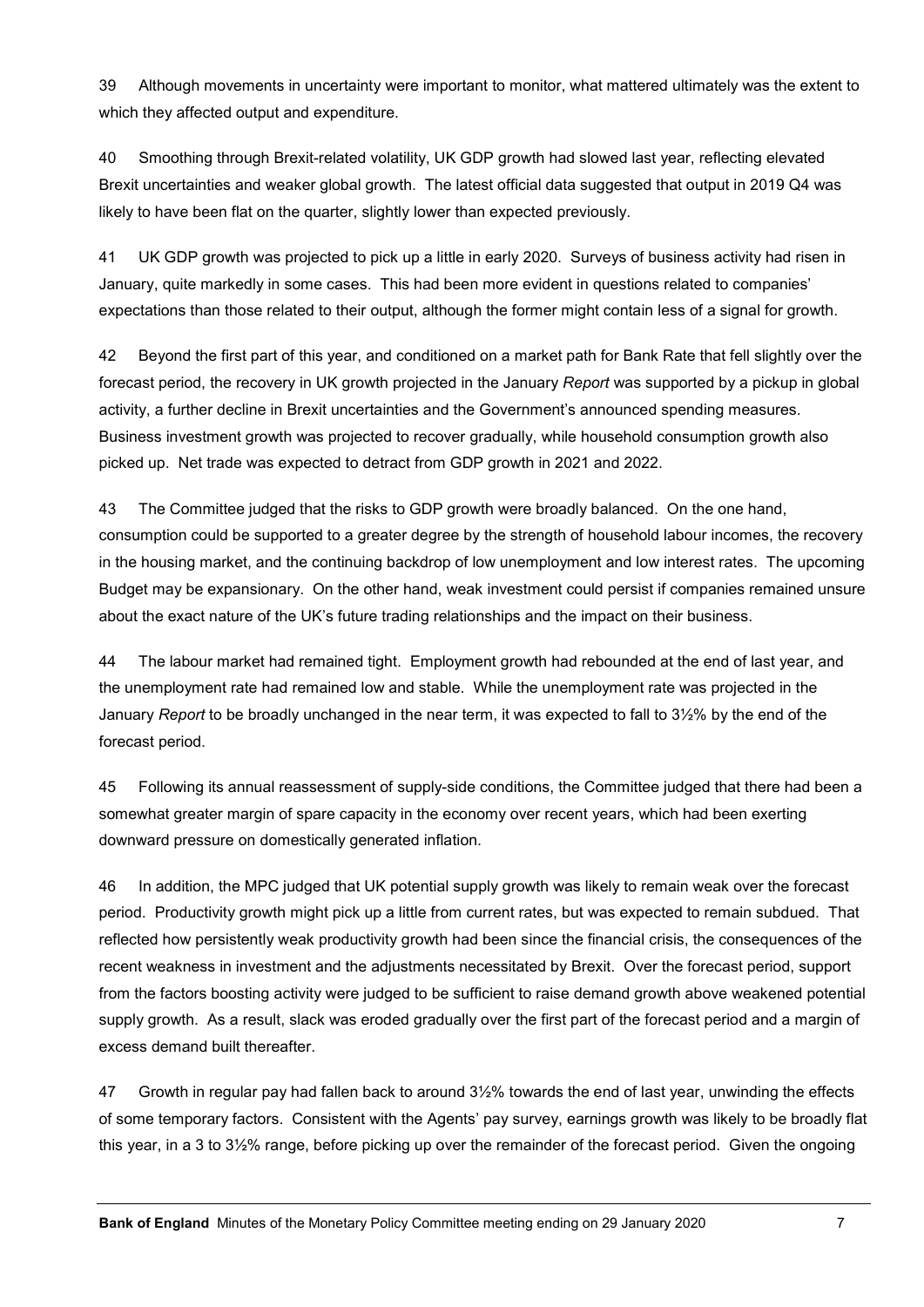39 Although movements in uncertainty were important to monitor, what mattered ultimately was the extent to which they affected output and expenditure.

40 Smoothing through Brexit-related volatility, UK GDP growth had slowed last year, reflecting elevated Brexit uncertainties and weaker global growth. The latest official data suggested that output in 2019 Q4 was likely to have been flat on the quarter, slightly lower than expected previously.

41 UK GDP growth was projected to pick up a little in early 2020. Surveys of business activity had risen in January, quite markedly in some cases. This had been more evident in questions related to companies' expectations than those related to their output, although the former might contain less of a signal for growth.

42 Beyond the first part of this year, and conditioned on a market path for Bank Rate that fell slightly over the forecast period, the recovery in UK growth projected in the January *Report* was supported by a pickup in global activity, a further decline in Brexit uncertainties and the Government's announced spending measures. Business investment growth was projected to recover gradually, while household consumption growth also picked up. Net trade was expected to detract from GDP growth in 2021 and 2022.

43 The Committee judged that the risks to GDP growth were broadly balanced. On the one hand, consumption could be supported to a greater degree by the strength of household labour incomes, the recovery in the housing market, and the continuing backdrop of low unemployment and low interest rates. The upcoming Budget may be expansionary. On the other hand, weak investment could persist if companies remained unsure about the exact nature of the UK's future trading relationships and the impact on their business.

44 The labour market had remained tight. Employment growth had rebounded at the end of last year, and the unemployment rate had remained low and stable. While the unemployment rate was projected in the January *Report* to be broadly unchanged in the near term, it was expected to fall to 3½% by the end of the forecast period.

45 Following its annual reassessment of supply-side conditions, the Committee judged that there had been a somewhat greater margin of spare capacity in the economy over recent years, which had been exerting downward pressure on domestically generated inflation.

46 In addition, the MPC judged that UK potential supply growth was likely to remain weak over the forecast period. Productivity growth might pick up a little from current rates, but was expected to remain subdued. That reflected how persistently weak productivity growth had been since the financial crisis, the consequences of the recent weakness in investment and the adjustments necessitated by Brexit. Over the forecast period, support from the factors boosting activity were judged to be sufficient to raise demand growth above weakened potential supply growth. As a result, slack was eroded gradually over the first part of the forecast period and a margin of excess demand built thereafter.

47 Growth in regular pay had fallen back to around 3½% towards the end of last year, unwinding the effects of some temporary factors. Consistent with the Agents' pay survey, earnings growth was likely to be broadly flat this year, in a 3 to 3½% range, before picking up over the remainder of the forecast period. Given the ongoing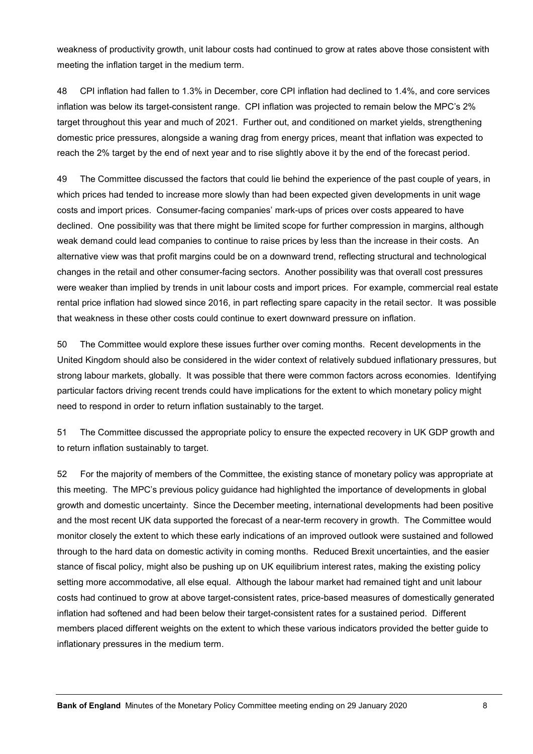weakness of productivity growth, unit labour costs had continued to grow at rates above those consistent with meeting the inflation target in the medium term.

48 CPI inflation had fallen to 1.3% in December, core CPI inflation had declined to 1.4%, and core services inflation was below its target-consistent range. CPI inflation was projected to remain below the MPC's 2% target throughout this year and much of 2021. Further out, and conditioned on market yields, strengthening domestic price pressures, alongside a waning drag from energy prices, meant that inflation was expected to reach the 2% target by the end of next year and to rise slightly above it by the end of the forecast period.

49 The Committee discussed the factors that could lie behind the experience of the past couple of years, in which prices had tended to increase more slowly than had been expected given developments in unit wage costs and import prices. Consumer-facing companies' mark-ups of prices over costs appeared to have declined. One possibility was that there might be limited scope for further compression in margins, although weak demand could lead companies to continue to raise prices by less than the increase in their costs. An alternative view was that profit margins could be on a downward trend, reflecting structural and technological changes in the retail and other consumer-facing sectors. Another possibility was that overall cost pressures were weaker than implied by trends in unit labour costs and import prices. For example, commercial real estate rental price inflation had slowed since 2016, in part reflecting spare capacity in the retail sector. It was possible that weakness in these other costs could continue to exert downward pressure on inflation.

50 The Committee would explore these issues further over coming months. Recent developments in the United Kingdom should also be considered in the wider context of relatively subdued inflationary pressures, but strong labour markets, globally. It was possible that there were common factors across economies. Identifying particular factors driving recent trends could have implications for the extent to which monetary policy might need to respond in order to return inflation sustainably to the target.

51 The Committee discussed the appropriate policy to ensure the expected recovery in UK GDP growth and to return inflation sustainably to target.

52 For the majority of members of the Committee, the existing stance of monetary policy was appropriate at this meeting. The MPC's previous policy guidance had highlighted the importance of developments in global growth and domestic uncertainty. Since the December meeting, international developments had been positive and the most recent UK data supported the forecast of a near-term recovery in growth. The Committee would monitor closely the extent to which these early indications of an improved outlook were sustained and followed through to the hard data on domestic activity in coming months. Reduced Brexit uncertainties, and the easier stance of fiscal policy, might also be pushing up on UK equilibrium interest rates, making the existing policy setting more accommodative, all else equal. Although the labour market had remained tight and unit labour costs had continued to grow at above target-consistent rates, price-based measures of domestically generated inflation had softened and had been below their target-consistent rates for a sustained period. Different members placed different weights on the extent to which these various indicators provided the better guide to inflationary pressures in the medium term.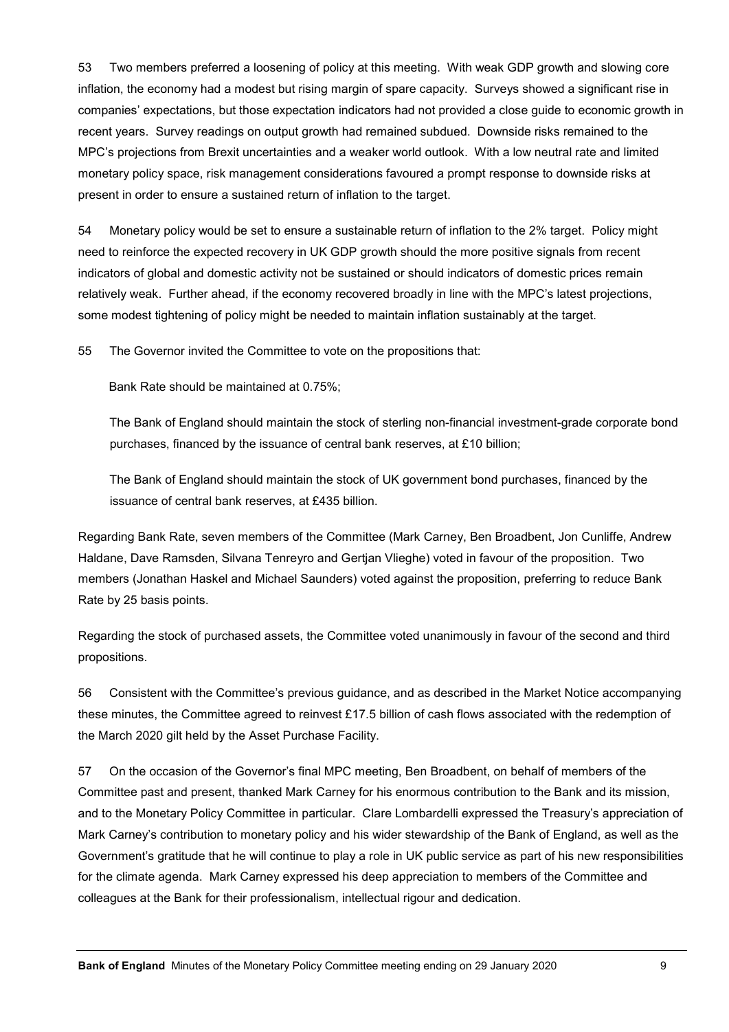53 Two members preferred a loosening of policy at this meeting. With weak GDP growth and slowing core inflation, the economy had a modest but rising margin of spare capacity. Surveys showed a significant rise in companies' expectations, but those expectation indicators had not provided a close guide to economic growth in recent years. Survey readings on output growth had remained subdued. Downside risks remained to the MPC's projections from Brexit uncertainties and a weaker world outlook. With a low neutral rate and limited monetary policy space, risk management considerations favoured a prompt response to downside risks at present in order to ensure a sustained return of inflation to the target.

54 Monetary policy would be set to ensure a sustainable return of inflation to the 2% target. Policy might need to reinforce the expected recovery in UK GDP growth should the more positive signals from recent indicators of global and domestic activity not be sustained or should indicators of domestic prices remain relatively weak. Further ahead, if the economy recovered broadly in line with the MPC's latest projections, some modest tightening of policy might be needed to maintain inflation sustainably at the target.

55 The Governor invited the Committee to vote on the propositions that:

Bank Rate should be maintained at 0.75%;

The Bank of England should maintain the stock of sterling non-financial investment-grade corporate bond purchases, financed by the issuance of central bank reserves, at £10 billion;

The Bank of England should maintain the stock of UK government bond purchases, financed by the issuance of central bank reserves, at £435 billion.

Regarding Bank Rate, seven members of the Committee (Mark Carney, Ben Broadbent, Jon Cunliffe, Andrew Haldane, Dave Ramsden, Silvana Tenreyro and Gertjan Vlieghe) voted in favour of the proposition. Two members (Jonathan Haskel and Michael Saunders) voted against the proposition, preferring to reduce Bank Rate by 25 basis points.

Regarding the stock of purchased assets, the Committee voted unanimously in favour of the second and third propositions.

56 Consistent with the Committee's previous guidance, and as described in the Market Notice accompanying these minutes, the Committee agreed to reinvest £17.5 billion of cash flows associated with the redemption of the March 2020 gilt held by the Asset Purchase Facility.

57 On the occasion of the Governor's final MPC meeting, Ben Broadbent, on behalf of members of the Committee past and present, thanked Mark Carney for his enormous contribution to the Bank and its mission, and to the Monetary Policy Committee in particular. Clare Lombardelli expressed the Treasury's appreciation of Mark Carney's contribution to monetary policy and his wider stewardship of the Bank of England, as well as the Government's gratitude that he will continue to play a role in UK public service as part of his new responsibilities for the climate agenda. Mark Carney expressed his deep appreciation to members of the Committee and colleagues at the Bank for their professionalism, intellectual rigour and dedication.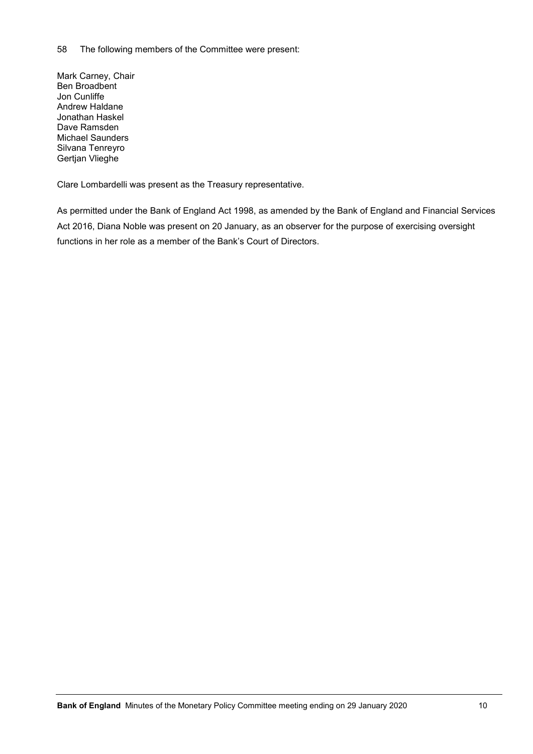58 The following members of the Committee were present:

Mark Carney, Chair
Ben Broadbent
Jon Cunliffe
Andrew Haldane
Jonathan Haskel
Dave Ramsden
Michael Saunders
Silvana Tenreyro
Gertjan Vlieghe

Clare Lombardelli was present as the Treasury representative.

As permitted under the Bank of England Act 1998, as amended by the Bank of England and Financial Services Act 2016, Diana Noble was present on 20 January, as an observer for the purpose of exercising oversight functions in her role as a member of the Bank's Court of Directors.